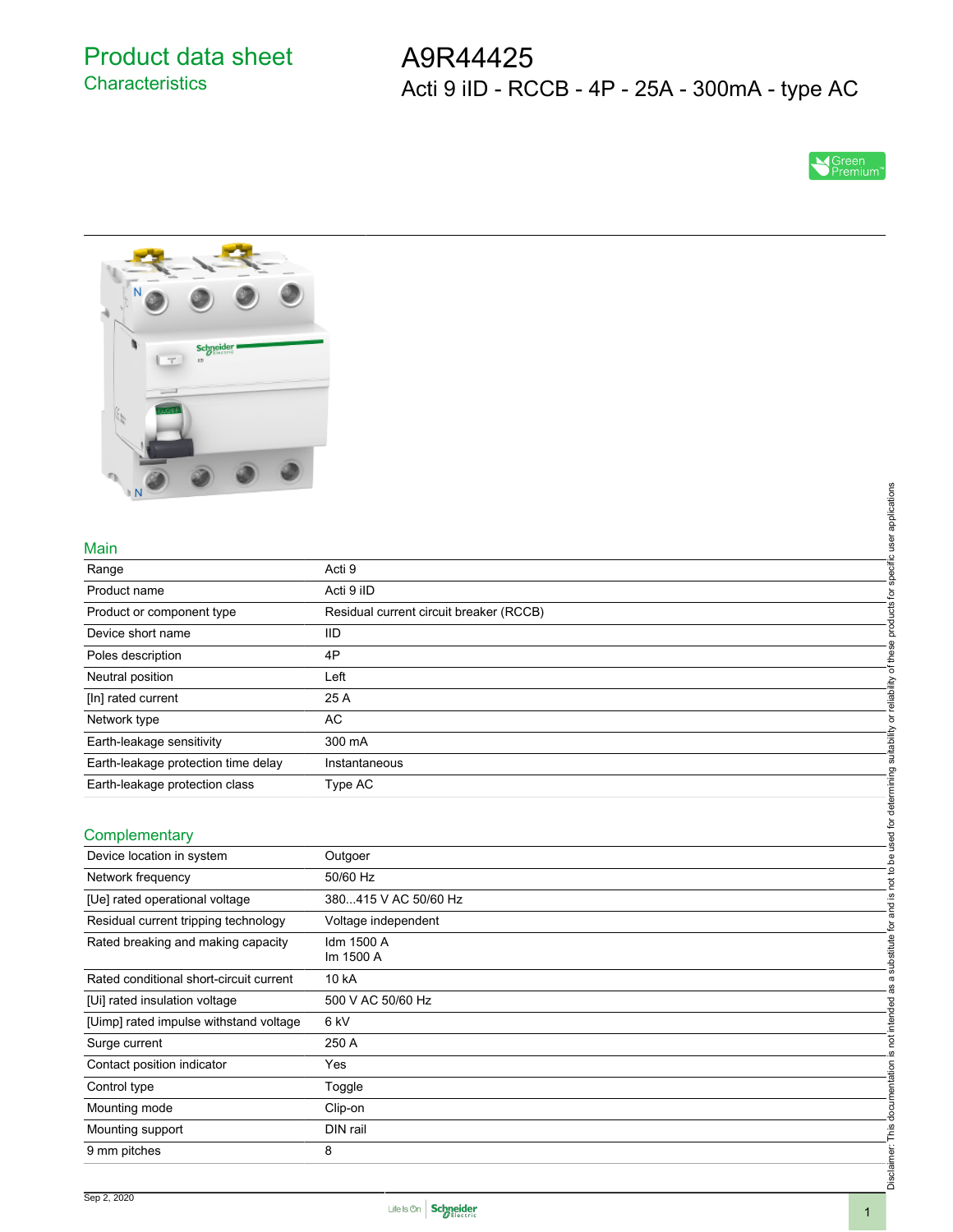# Product data sheet
## Characteristics

# A9R44425
Acti 9 iID - RCCB - 4P - 25A - 300mA - type AC

Green Premium

## Main

| | |
|---|---|
| Range | Acti 9 |
| Product name | Acti 9 iID |
| Product or component type | Residual current circuit breaker (RCCB) |
| Device short name | IID |
| Poles description | 4P |
| Neutral position | Left |
| [In] rated current | 25 A |
| Network type | AC |
| Earth-leakage sensitivity | 300 mA |
| Earth-leakage protection time delay | Instantaneous |
| Earth-leakage protection class | Type AC |

## Complementary

| | |
|---|---|
| Device location in system | Outgoer |
| Network frequency | 50/60 Hz |
| [Ue] rated operational voltage | 380...415 V AC 50/60 Hz |
| Residual current tripping technology | Voltage independent |
| Rated breaking and making capacity | Idm 1500 A<br>Im 1500 A |
| Rated conditional short-circuit current | 10 kA |
| [Ui] rated insulation voltage | 500 V AC 50/60 Hz |
| [Uimp] rated impulse withstand voltage | 6 kV |
| Surge current | 250 A |
| Contact position indicator | Yes |
| Control type | Toggle |
| Mounting mode | Clip-on |
| Mounting support | DIN rail |
| 9 mm pitches | 8 |

Disclaimer: This documentation is not intended as a substitute for and is not to be used for determining suitability or reliability of these products for specific user applications

Sep 2, 2020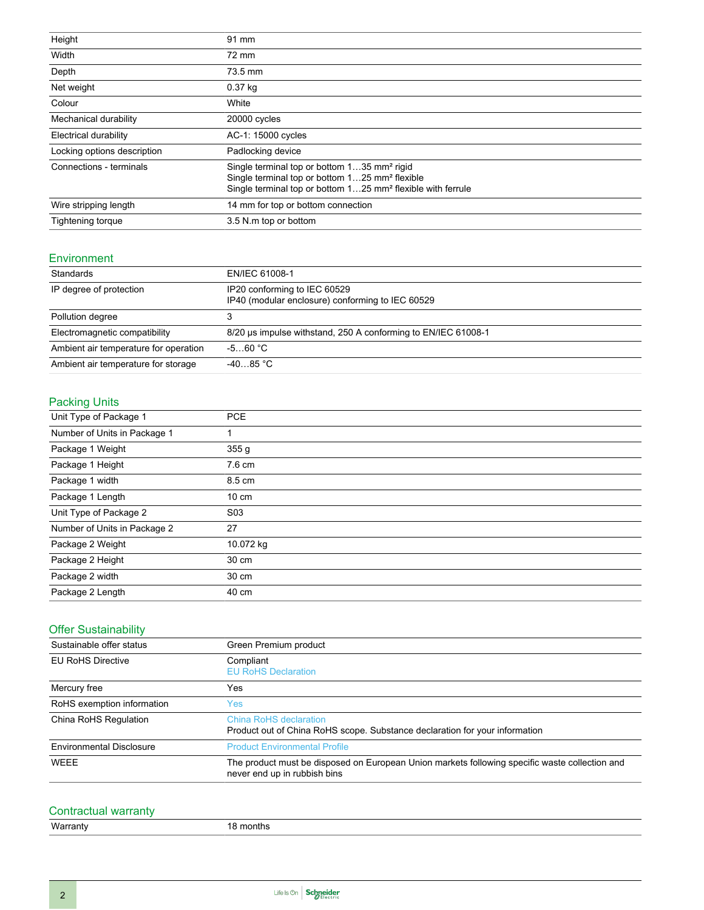| | |
|---|---|
| Height | 91 mm |
| Width | 72 mm |
| Depth | 73.5 mm |
| Net weight | 0.37 kg |
| Colour | White |
| Mechanical durability | 20000 cycles |
| Electrical durability | AC-1: 15000 cycles |
| Locking options description | Padlocking device |
| Connections - terminals | Single terminal top or bottom 1…35 mm² rigid<br>Single terminal top or bottom 1…25 mm² flexible<br>Single terminal top or bottom 1…25 mm² flexible with ferrule |
| Wire stripping length | 14 mm for top or bottom connection |
| Tightening torque | 3.5 N.m top or bottom |

## Environment

| | |
|---|---|
| Standards | EN/IEC 61008-1 |
| IP degree of protection | IP20 conforming to IEC 60529<br>IP40 (modular enclosure) conforming to IEC 60529 |
| Pollution degree | 3 |
| Electromagnetic compatibility | 8/20 µs impulse withstand, 250 A conforming to EN/IEC 61008-1 |
| Ambient air temperature for operation | -5…60 °C |
| Ambient air temperature for storage | -40…85 °C |

## Packing Units

| | |
|---|---|
| Unit Type of Package 1 | PCE |
| Number of Units in Package 1 | 1 |
| Package 1 Weight | 355 g |
| Package 1 Height | 7.6 cm |
| Package 1 width | 8.5 cm |
| Package 1 Length | 10 cm |
| Unit Type of Package 2 | S03 |
| Number of Units in Package 2 | 27 |
| Package 2 Weight | 10.072 kg |
| Package 2 Height | 30 cm |
| Package 2 width | 30 cm |
| Package 2 Length | 40 cm |

## Offer Sustainability

| | |
|---|---|
| Sustainable offer status | Green Premium product |
| EU RoHS Directive | Compliant<br>EU RoHS Declaration |
| Mercury free | Yes |
| RoHS exemption information | Yes |
| China RoHS Regulation | China RoHS declaration<br>Product out of China RoHS scope. Substance declaration for your information |
| Environmental Disclosure | Product Environmental Profile |
| WEEE | The product must be disposed on European Union markets following specific waste collection and never end up in rubbish bins |

## Contractual warranty

| | |
|---|---|
| Warranty | 18 months |